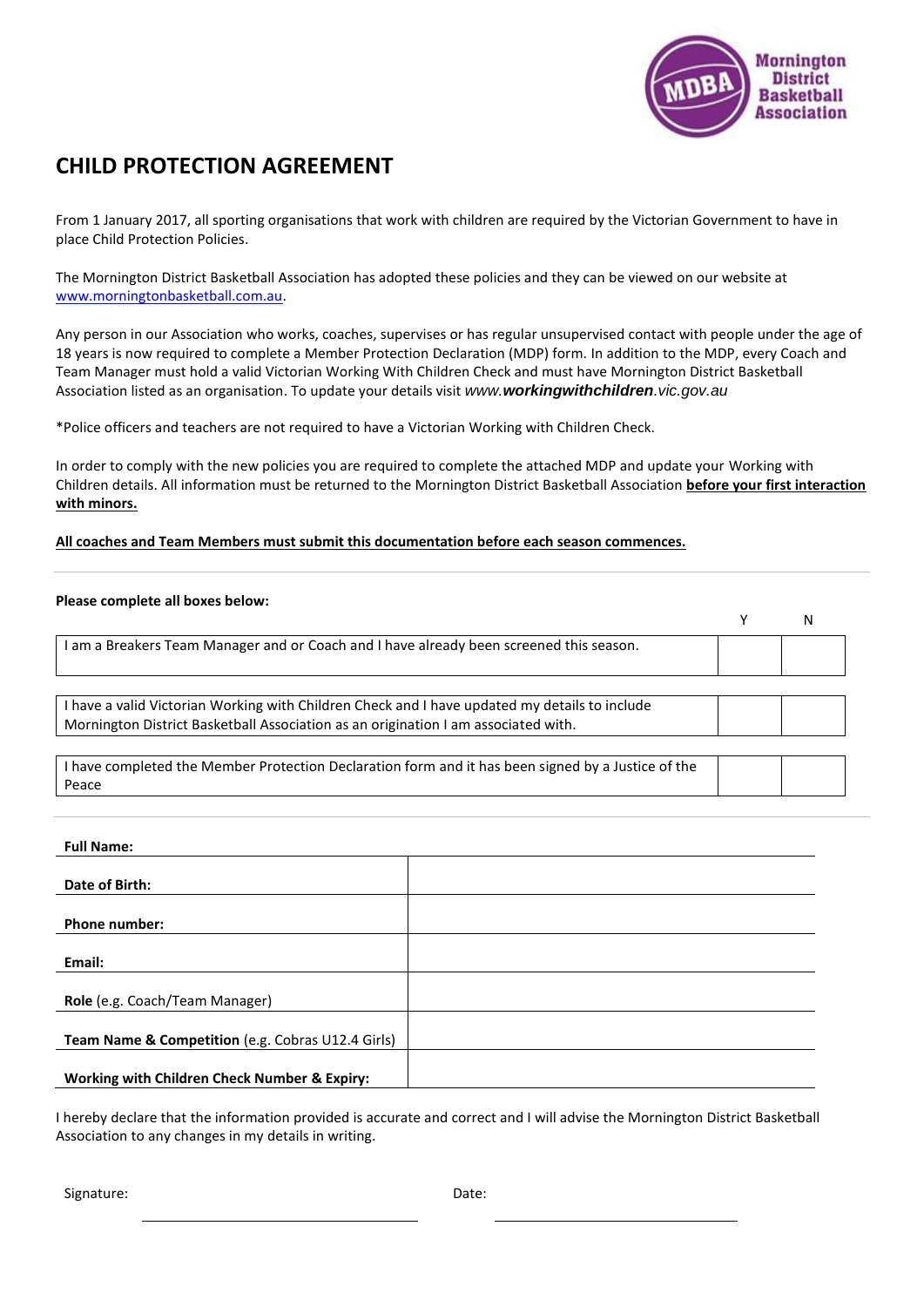Mornington District Basketball Association

# CHILD PROTECTION AGREEMENT

From 1 January 2017, all sporting organisations that work with children are required by the Victorian Government to have in place Child Protection Policies.

The Mornington District Basketball Association has adopted these policies and they can be viewed on our website at www.morningtonbasketball.com.au.

Any person in our Association who works, coaches, supervises or has regular unsupervised contact with people under the age of 18 years is now required to complete a Member Protection Declaration (MDP) form. In addition to the MDP, every Coach and Team Manager must hold a valid Victorian Working With Children Check and must have Mornington District Basketball Association listed as an organisation. To update your details visit *www.**workingwithchildren**.vic.gov.au*

*Police officers and teachers are not required to have a Victorian Working with Children Check.

In order to comply with the new policies you are required to complete the attached MDP and update your Working with Children details. All information must be returned to the Mornington District Basketball Association **before your first interaction with minors.**

**All coaches and Team Members must submit this documentation before each season commences.**

---

**Please complete all boxes below:**

| | Y | N |
|---|---|---|
| I am a Breakers Team Manager and or Coach and I have already been screened this season. | | |
| I have a valid Victorian Working with Children Check and I have updated my details to include Mornington District Basketball Association as an origination I am associated with. | | |
| I have completed the Member Protection Declaration form and it has been signed by a Justice of the Peace | | |

---

| | |
|---|---|
| **Full Name:** | |
| **Date of Birth:** | |
| **Phone number:** | |
| **Email:** | |
| **Role** (e.g. Coach/Team Manager) | |
| **Team Name & Competition** (e.g. Cobras U12.4 Girls) | |
| **Working with Children Check Number & Expiry:** | |

I hereby declare that the information provided is accurate and correct and I will advise the Mornington District Basketball Association to any changes in my details in writing.

Signature: ______________________ Date: ______________________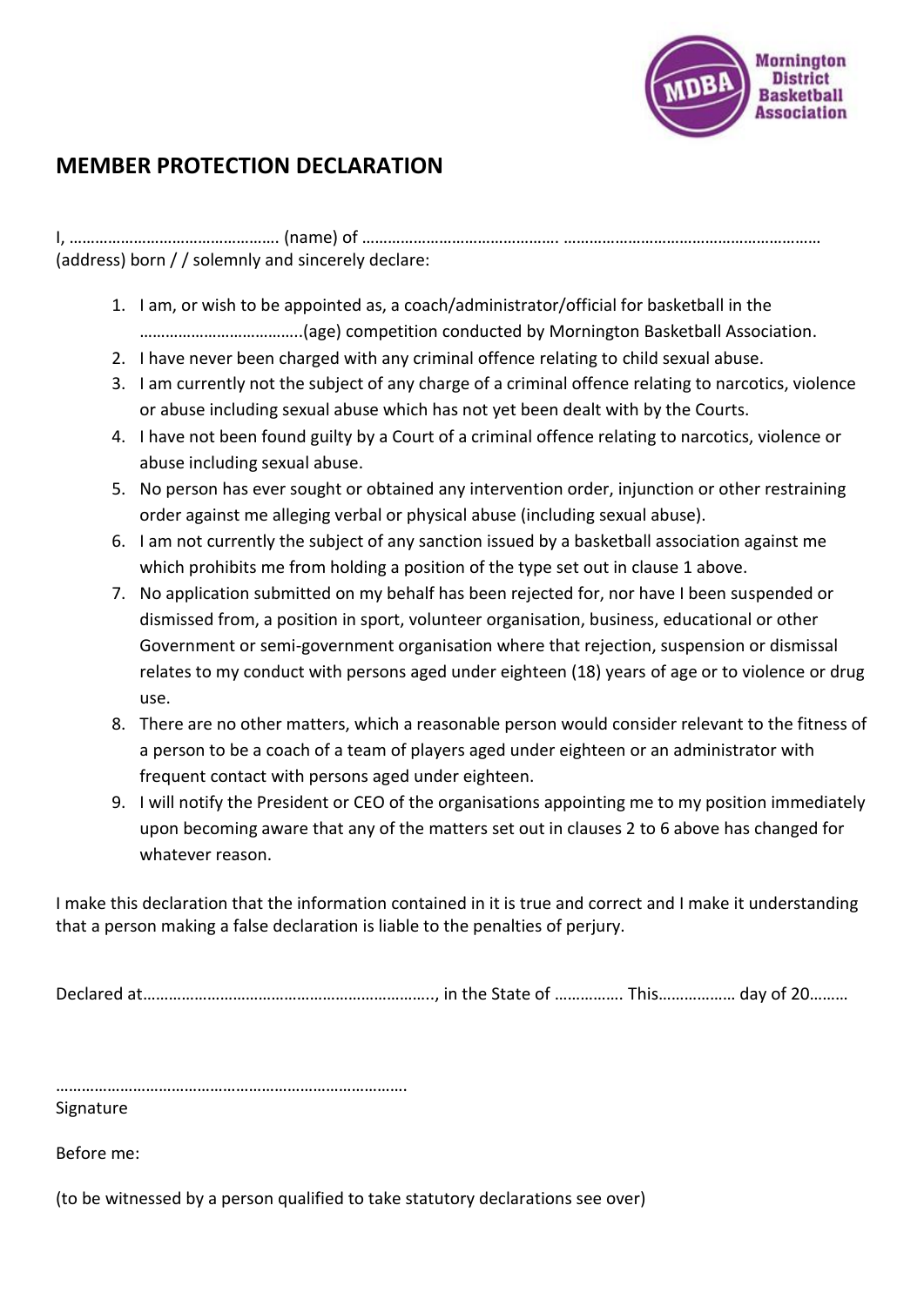# MEMBER PROTECTION DECLARATION

I, …………………………………………. (name) of ……………………………………. …………………………………………………… (address) born / / solemnly and sincerely declare:

1. I am, or wish to be appointed as, a coach/administrator/official for basketball in the ………………………………..(age) competition conducted by Mornington Basketball Association.
2. I have never been charged with any criminal offence relating to child sexual abuse.
3. I am currently not the subject of any charge of a criminal offence relating to narcotics, violence or abuse including sexual abuse which has not yet been dealt with by the Courts.
4. I have not been found guilty by a Court of a criminal offence relating to narcotics, violence or abuse including sexual abuse.
5. No person has ever sought or obtained any intervention order, injunction or other restraining order against me alleging verbal or physical abuse (including sexual abuse).
6. I am not currently the subject of any sanction issued by a basketball association against me which prohibits me from holding a position of the type set out in clause 1 above.
7. No application submitted on my behalf has been rejected for, nor have I been suspended or dismissed from, a position in sport, volunteer organisation, business, educational or other Government or semi-government organisation where that rejection, suspension or dismissal relates to my conduct with persons aged under eighteen (18) years of age or to violence or drug use.
8. There are no other matters, which a reasonable person would consider relevant to the fitness of a person to be a coach of a team of players aged under eighteen or an administrator with frequent contact with persons aged under eighteen.
9. I will notify the President or CEO of the organisations appointing me to my position immediately upon becoming aware that any of the matters set out in clauses 2 to 6 above has changed for whatever reason.

I make this declaration that the information contained in it is true and correct and I make it understanding that a person making a false declaration is liable to the penalties of perjury.

Declared at…………………………………………………………., in the State of ……………. This……………… day of 20………

………………………………………………………………………
Signature

Before me:

(to be witnessed by a person qualified to take statutory declarations see over)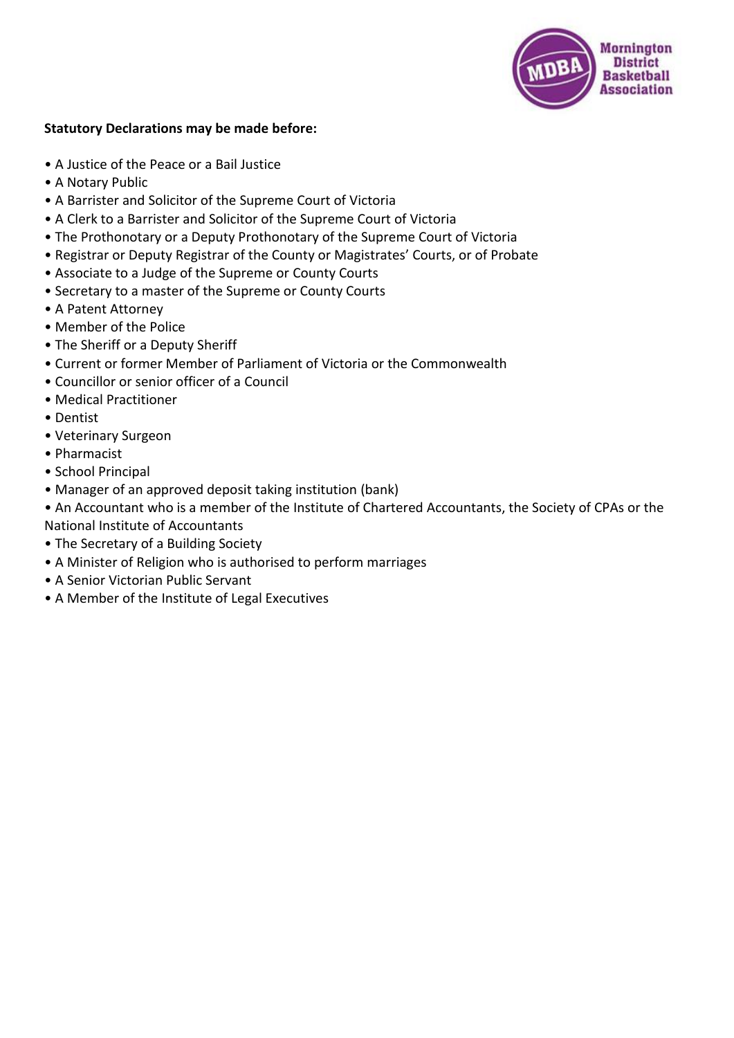**Statutory Declarations may be made before:**

- A Justice of the Peace or a Bail Justice
- A Notary Public
- A Barrister and Solicitor of the Supreme Court of Victoria
- A Clerk to a Barrister and Solicitor of the Supreme Court of Victoria
- The Prothonotary or a Deputy Prothonotary of the Supreme Court of Victoria
- Registrar or Deputy Registrar of the County or Magistrates' Courts, or of Probate
- Associate to a Judge of the Supreme or County Courts
- Secretary to a master of the Supreme or County Courts
- A Patent Attorney
- Member of the Police
- The Sheriff or a Deputy Sheriff
- Current or former Member of Parliament of Victoria or the Commonwealth
- Councillor or senior officer of a Council
- Medical Practitioner
- Dentist
- Veterinary Surgeon
- Pharmacist
- School Principal
- Manager of an approved deposit taking institution (bank)
- An Accountant who is a member of the Institute of Chartered Accountants, the Society of CPAs or the National Institute of Accountants
- The Secretary of a Building Society
- A Minister of Religion who is authorised to perform marriages
- A Senior Victorian Public Servant
- A Member of the Institute of Legal Executives